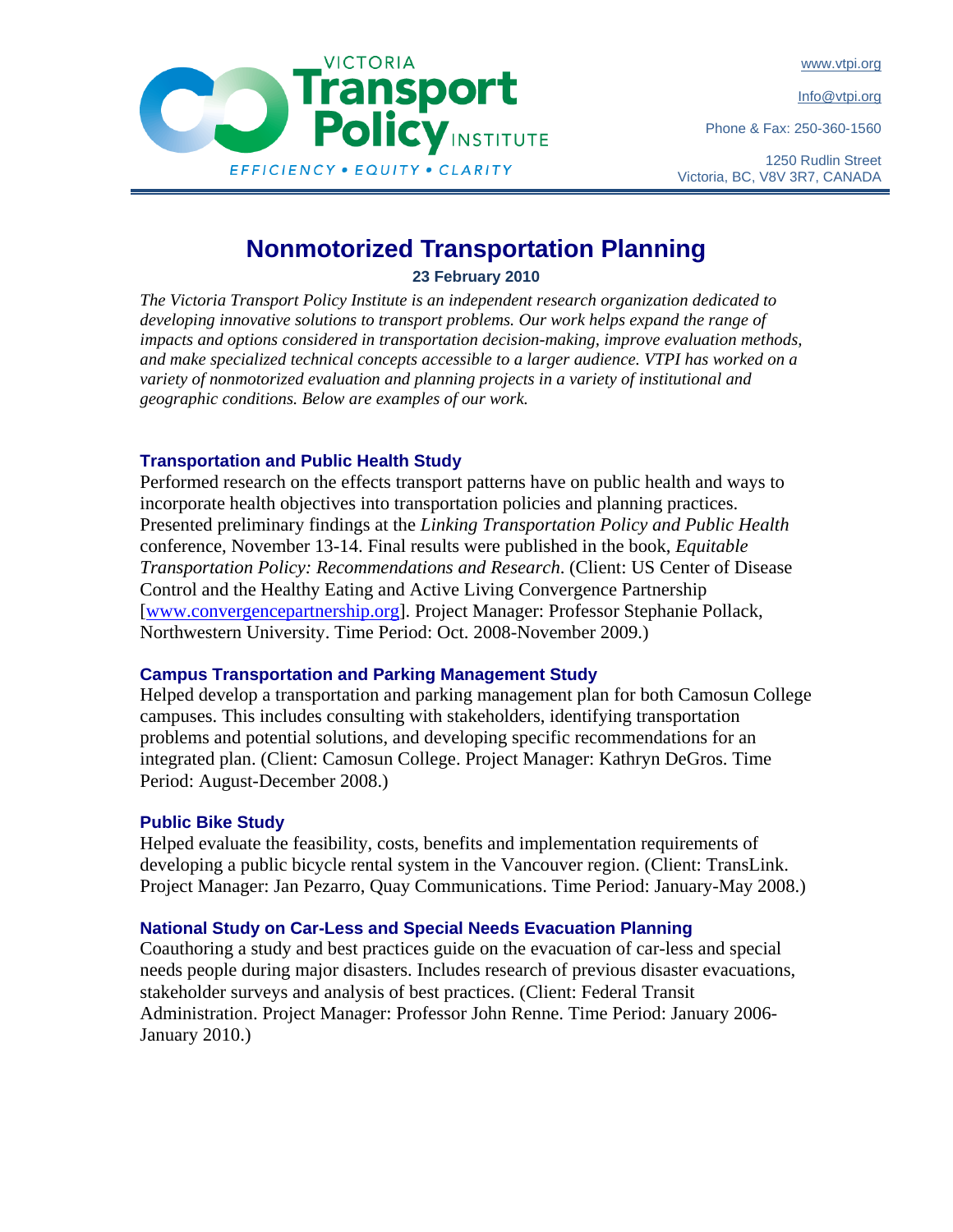VICTORIA **Transport Policy** INSTITUTE

*EFFICIENCY • EQUITY • CLARITY*

www.vtpi.org

Info@vtpi.org

Phone & Fax: 250-360-1560

1250 Rudlin Street
Victoria, BC, V8V 3R7, CANADA

# Nonmotorized Transportation Planning

**23 February 2010**

*The Victoria Transport Policy Institute is an independent research organization dedicated to developing innovative solutions to transport problems. Our work helps expand the range of impacts and options considered in transportation decision-making, improve evaluation methods, and make specialized technical concepts accessible to a larger audience. VTPI has worked on a variety of nonmotorized evaluation and planning projects in a variety of institutional and geographic conditions. Below are examples of our work.*

### Transportation and Public Health Study

Performed research on the effects transport patterns have on public health and ways to incorporate health objectives into transportation policies and planning practices. Presented preliminary findings at the *Linking Transportation Policy and Public Health* conference, November 13-14. Final results were published in the book, *Equitable Transportation Policy: Recommendations and Research*. (Client: US Center of Disease Control and the Healthy Eating and Active Living Convergence Partnership [www.convergencepartnership.org]. Project Manager: Professor Stephanie Pollack, Northwestern University. Time Period: Oct. 2008-November 2009.)

### Campus Transportation and Parking Management Study

Helped develop a transportation and parking management plan for both Camosun College campuses. This includes consulting with stakeholders, identifying transportation problems and potential solutions, and developing specific recommendations for an integrated plan. (Client: Camosun College. Project Manager: Kathryn DeGros. Time Period: August-December 2008.)

### Public Bike Study

Helped evaluate the feasibility, costs, benefits and implementation requirements of developing a public bicycle rental system in the Vancouver region. (Client: TransLink. Project Manager: Jan Pezarro, Quay Communications. Time Period: January-May 2008.)

### National Study on Car-Less and Special Needs Evacuation Planning

Coauthoring a study and best practices guide on the evacuation of car-less and special needs people during major disasters. Includes research of previous disaster evacuations, stakeholder surveys and analysis of best practices. (Client: Federal Transit Administration. Project Manager: Professor John Renne. Time Period: January 2006-January 2010.)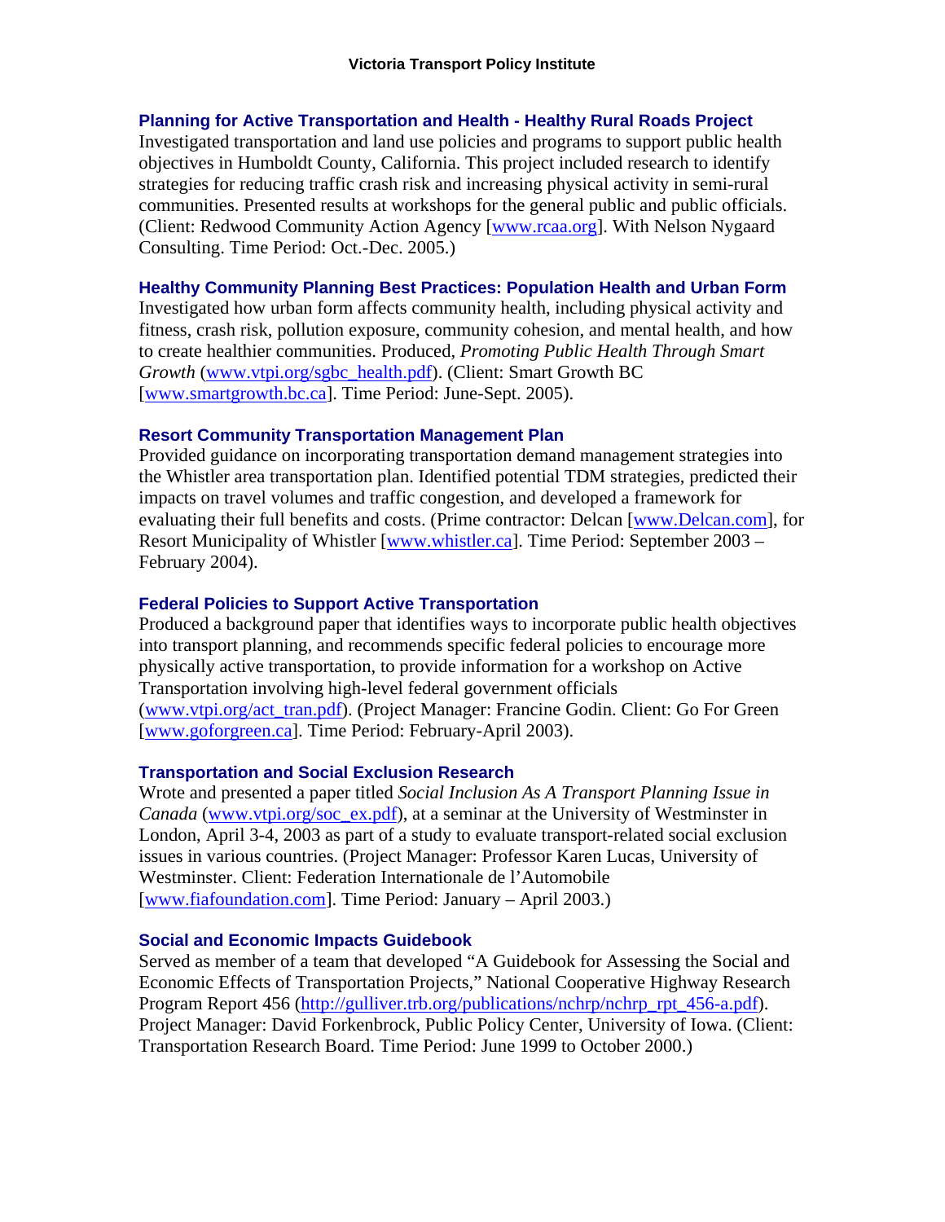### Planning for Active Transportation and Health - Healthy Rural Roads Project

Investigated transportation and land use policies and programs to support public health objectives in Humboldt County, California. This project included research to identify strategies for reducing traffic crash risk and increasing physical activity in semi-rural communities. Presented results at workshops for the general public and public officials. (Client: Redwood Community Action Agency [www.rcaa.org]. With Nelson Nygaard Consulting. Time Period: Oct.-Dec. 2005.)

### Healthy Community Planning Best Practices: Population Health and Urban Form

Investigated how urban form affects community health, including physical activity and fitness, crash risk, pollution exposure, community cohesion, and mental health, and how to create healthier communities. Produced, *Promoting Public Health Through Smart Growth* (www.vtpi.org/sgbc_health.pdf). (Client: Smart Growth BC [www.smartgrowth.bc.ca]. Time Period: June-Sept. 2005).

### Resort Community Transportation Management Plan

Provided guidance on incorporating transportation demand management strategies into the Whistler area transportation plan. Identified potential TDM strategies, predicted their impacts on travel volumes and traffic congestion, and developed a framework for evaluating their full benefits and costs. (Prime contractor: Delcan [www.Delcan.com], for Resort Municipality of Whistler [www.whistler.ca]. Time Period: September 2003 – February 2004).

### Federal Policies to Support Active Transportation

Produced a background paper that identifies ways to incorporate public health objectives into transport planning, and recommends specific federal policies to encourage more physically active transportation, to provide information for a workshop on Active Transportation involving high-level federal government officials (www.vtpi.org/act_tran.pdf). (Project Manager: Francine Godin. Client: Go For Green [www.goforgreen.ca]. Time Period: February-April 2003).

### Transportation and Social Exclusion Research

Wrote and presented a paper titled *Social Inclusion As A Transport Planning Issue in Canada* (www.vtpi.org/soc_ex.pdf), at a seminar at the University of Westminster in London, April 3-4, 2003 as part of a study to evaluate transport-related social exclusion issues in various countries. (Project Manager: Professor Karen Lucas, University of Westminster. Client: Federation Internationale de l'Automobile [www.fiafoundation.com]. Time Period: January – April 2003.)

### Social and Economic Impacts Guidebook

Served as member of a team that developed "A Guidebook for Assessing the Social and Economic Effects of Transportation Projects," National Cooperative Highway Research Program Report 456 (http://gulliver.trb.org/publications/nchrp/nchrp_rpt_456-a.pdf). Project Manager: David Forkenbrock, Public Policy Center, University of Iowa. (Client: Transportation Research Board. Time Period: June 1999 to October 2000.)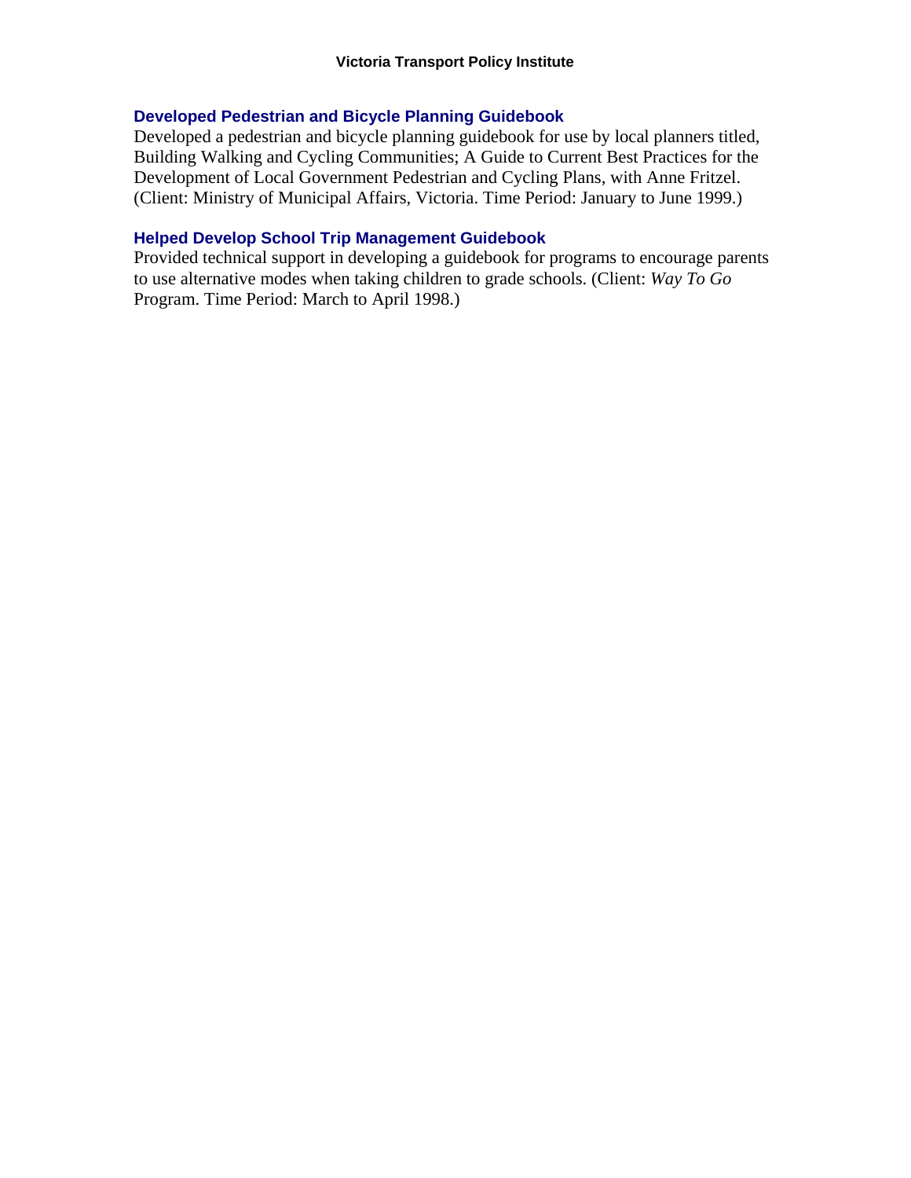### Developed Pedestrian and Bicycle Planning Guidebook

Developed a pedestrian and bicycle planning guidebook for use by local planners titled, Building Walking and Cycling Communities; A Guide to Current Best Practices for the Development of Local Government Pedestrian and Cycling Plans, with Anne Fritzel. (Client: Ministry of Municipal Affairs, Victoria. Time Period: January to June 1999.)

### Helped Develop School Trip Management Guidebook

Provided technical support in developing a guidebook for programs to encourage parents to use alternative modes when taking children to grade schools. (Client: *Way To Go* Program. Time Period: March to April 1998.)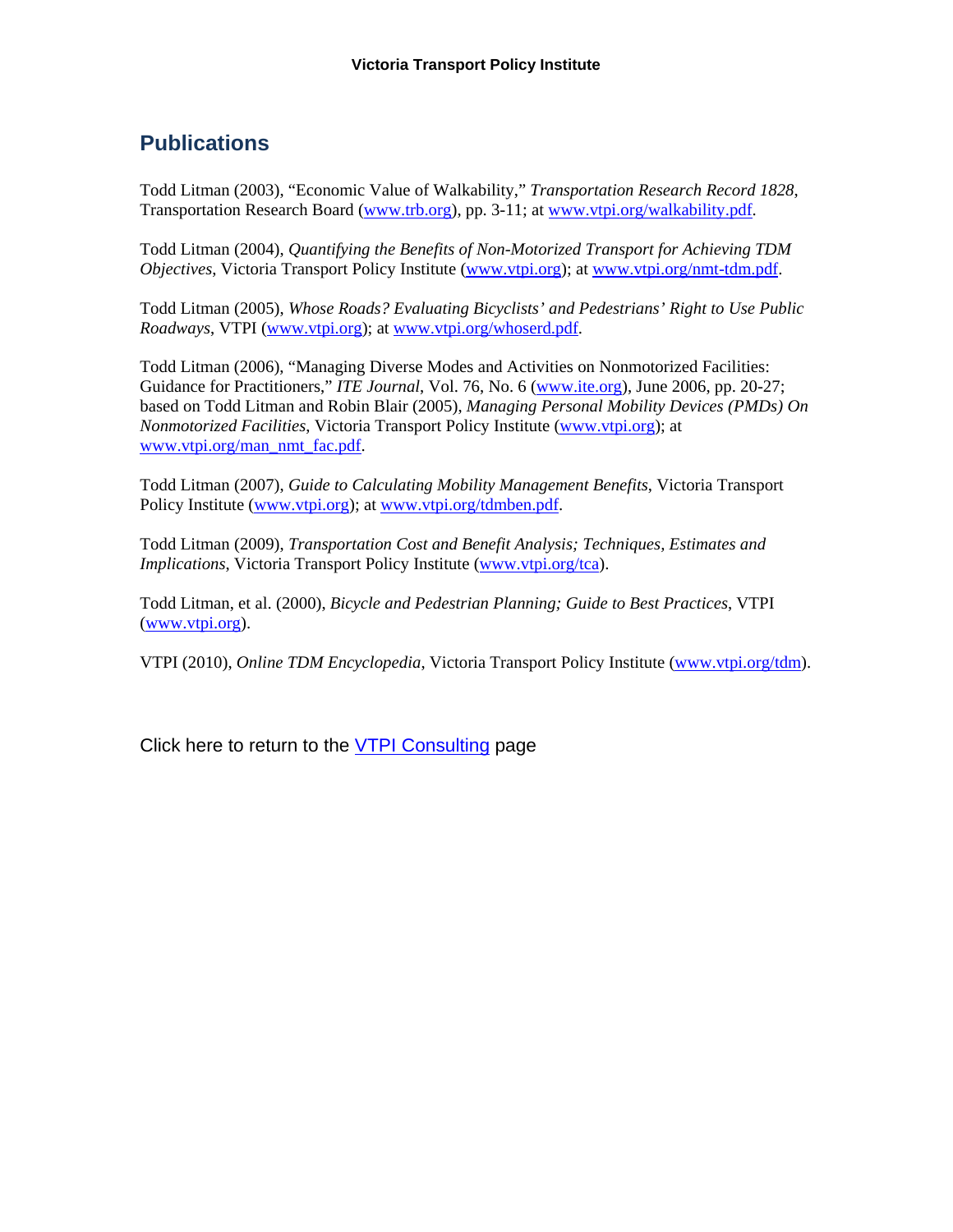## Publications

Todd Litman (2003), "Economic Value of Walkability," *Transportation Research Record 1828*, Transportation Research Board (www.trb.org), pp. 3-11; at www.vtpi.org/walkability.pdf.

Todd Litman (2004), *Quantifying the Benefits of Non-Motorized Transport for Achieving TDM Objectives*, Victoria Transport Policy Institute (www.vtpi.org); at www.vtpi.org/nmt-tdm.pdf.

Todd Litman (2005), *Whose Roads? Evaluating Bicyclists' and Pedestrians' Right to Use Public Roadways*, VTPI (www.vtpi.org); at www.vtpi.org/whoserd.pdf.

Todd Litman (2006), "Managing Diverse Modes and Activities on Nonmotorized Facilities: Guidance for Practitioners," *ITE Journal*, Vol. 76, No. 6 (www.ite.org), June 2006, pp. 20-27; based on Todd Litman and Robin Blair (2005), *Managing Personal Mobility Devices (PMDs) On Nonmotorized Facilities*, Victoria Transport Policy Institute (www.vtpi.org); at www.vtpi.org/man_nmt_fac.pdf.

Todd Litman (2007), *Guide to Calculating Mobility Management Benefits*, Victoria Transport Policy Institute (www.vtpi.org); at www.vtpi.org/tdmben.pdf.

Todd Litman (2009), *Transportation Cost and Benefit Analysis; Techniques, Estimates and Implications*, Victoria Transport Policy Institute (www.vtpi.org/tca).

Todd Litman, et al. (2000), *Bicycle and Pedestrian Planning; Guide to Best Practices*, VTPI (www.vtpi.org).

VTPI (2010), *Online TDM Encyclopedia*, Victoria Transport Policy Institute (www.vtpi.org/tdm).

Click here to return to the VTPI Consulting page